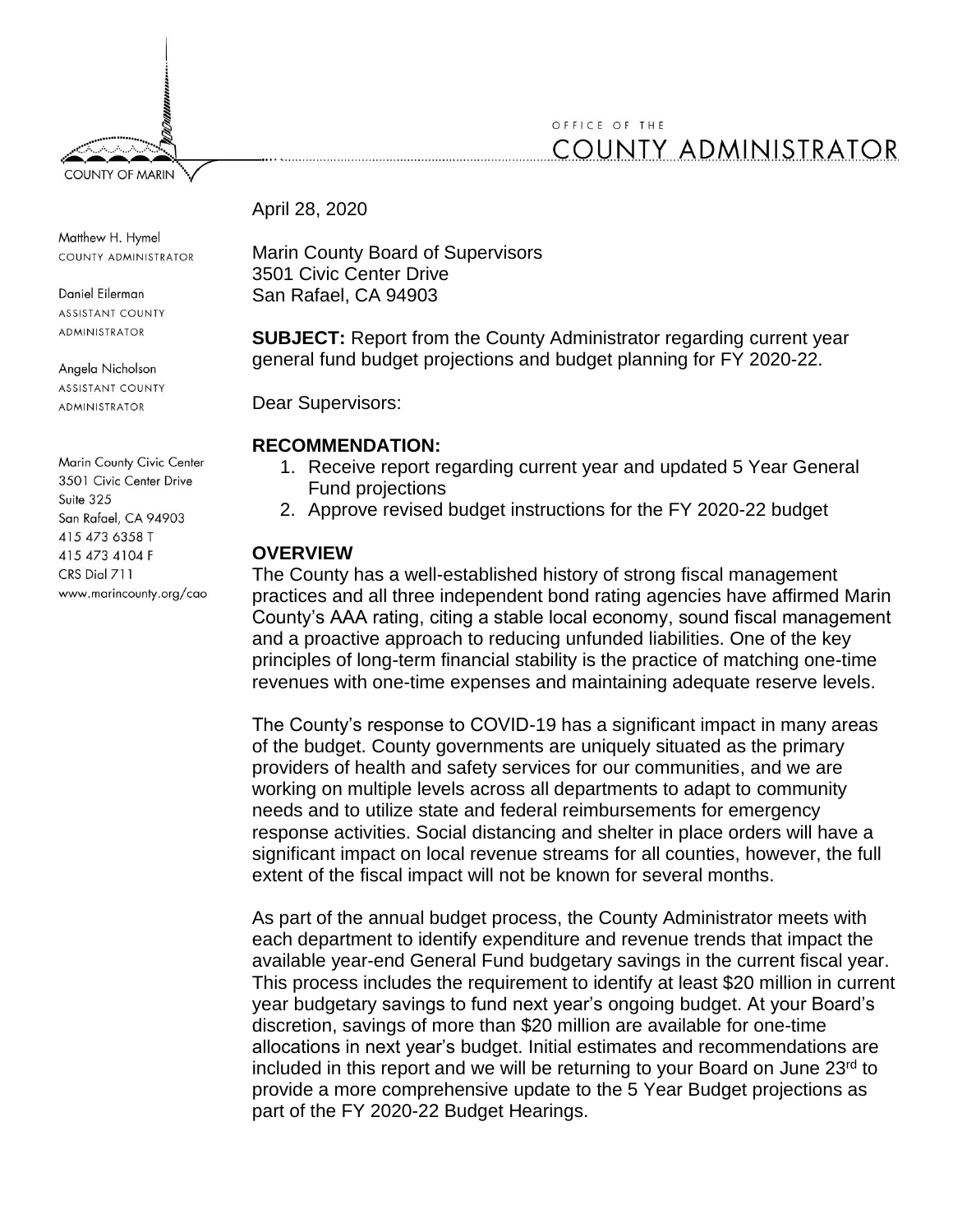COUNTY OF MARIN

OFFICE OF THE
COUNTY ADMINISTRATOR

Matthew H. Hymel
COUNTY ADMINISTRATOR

Daniel Eilerman
ASSISTANT COUNTY ADMINISTRATOR

Angela Nicholson
ASSISTANT COUNTY ADMINISTRATOR

Marin County Civic Center
3501 Civic Center Drive
Suite 325
San Rafael, CA 94903
415 473 6358 T
415 473 4104 F
CRS Dial 711
www.marincounty.org/cao

April 28, 2020

Marin County Board of Supervisors
3501 Civic Center Drive
San Rafael, CA 94903

**SUBJECT:** Report from the County Administrator regarding current year general fund budget projections and budget planning for FY 2020-22.

Dear Supervisors:

**RECOMMENDATION:**

1. Receive report regarding current year and updated 5 Year General Fund projections
2. Approve revised budget instructions for the FY 2020-22 budget

**OVERVIEW**

The County has a well-established history of strong fiscal management practices and all three independent bond rating agencies have affirmed Marin County's AAA rating, citing a stable local economy, sound fiscal management and a proactive approach to reducing unfunded liabilities. One of the key principles of long-term financial stability is the practice of matching one-time revenues with one-time expenses and maintaining adequate reserve levels.

The County's response to COVID-19 has a significant impact in many areas of the budget. County governments are uniquely situated as the primary providers of health and safety services for our communities, and we are working on multiple levels across all departments to adapt to community needs and to utilize state and federal reimbursements for emergency response activities. Social distancing and shelter in place orders will have a significant impact on local revenue streams for all counties, however, the full extent of the fiscal impact will not be known for several months.

As part of the annual budget process, the County Administrator meets with each department to identify expenditure and revenue trends that impact the available year-end General Fund budgetary savings in the current fiscal year. This process includes the requirement to identify at least $20 million in current year budgetary savings to fund next year's ongoing budget. At your Board's discretion, savings of more than $20 million are available for one-time allocations in next year's budget. Initial estimates and recommendations are included in this report and we will be returning to your Board on June 23rd to provide a more comprehensive update to the 5 Year Budget projections as part of the FY 2020-22 Budget Hearings.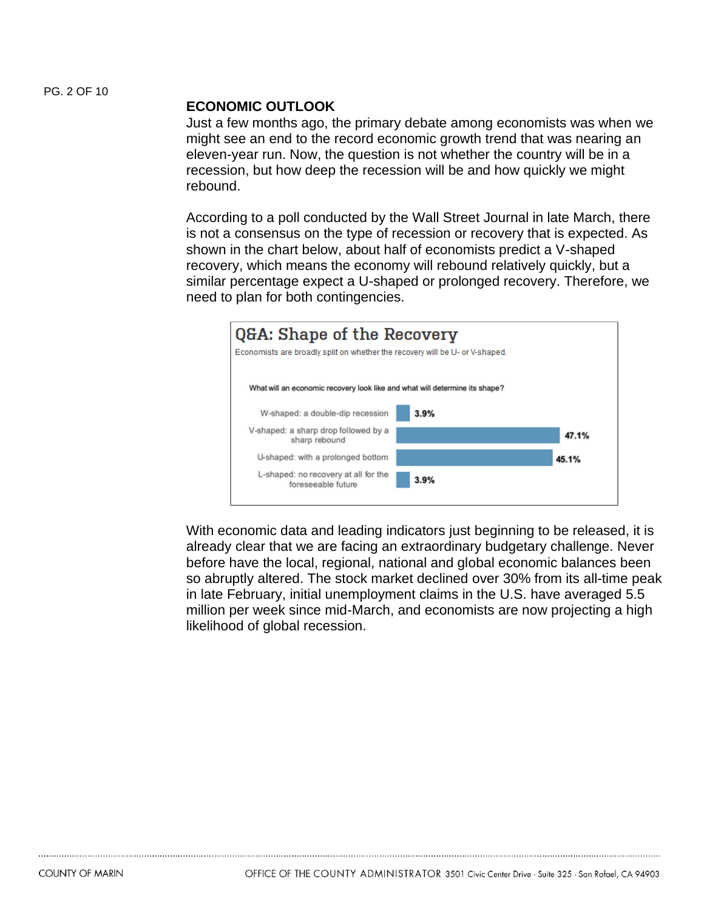## ECONOMIC OUTLOOK

Just a few months ago, the primary debate among economists was when we might see an end to the record economic growth trend that was nearing an eleven-year run. Now, the question is not whether the country will be in a recession, but how deep the recession will be and how quickly we might rebound.

According to a poll conducted by the Wall Street Journal in late March, there is not a consensus on the type of recession or recovery that is expected. As shown in the chart below, about half of economists predict a V-shaped recovery, which means the economy will rebound relatively quickly, but a similar percentage expect a U-shaped or prolonged recovery. Therefore, we need to plan for both contingencies.

**Q&A: Shape of the Recovery**

Economists are broadly split on whether the recovery will be U- or V-shaped.

What will an economic recovery look like and what will determine its shape?

| Shape | Percentage |
| --- | --- |
| W-shaped: a double-dip recession | 3.9% |
| V-shaped: a sharp drop followed by a sharp rebound | 47.1% |
| U-shaped: with a prolonged bottom | 45.1% |
| L-shaped: no recovery at all for the foreseeable future | 3.9% |

With economic data and leading indicators just beginning to be released, it is already clear that we are facing an extraordinary budgetary challenge. Never before have the local, regional, national and global economic balances been so abruptly altered. The stock market declined over 30% from its all-time peak in late February, initial unemployment claims in the U.S. have averaged 5.5 million per week since mid-March, and economists are now projecting a high likelihood of global recession.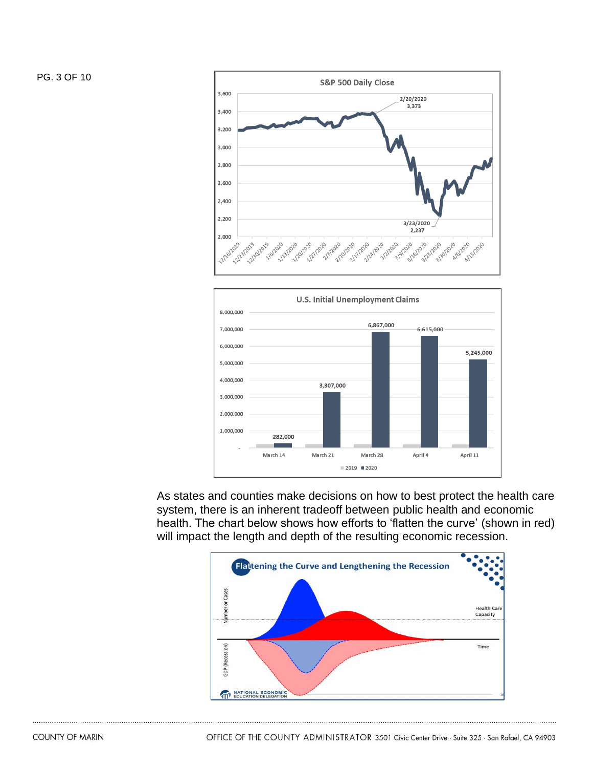**S&P 500 Daily Close**

2/20/2020: 3,373

3/23/2020: 2,237

**U.S. Initial Unemployment Claims**

| Week | 2020 |
| --- | --- |
| March 14 | 282,000 |
| March 21 | 3,307,000 |
| March 28 | 6,867,000 |
| April 4 | 6,615,000 |
| April 11 | 5,245,000 |

As states and counties make decisions on how to best protect the health care system, there is an inherent tradeoff between public health and economic health. The chart below shows how efforts to 'flatten the curve' (shown in red) will impact the length and depth of the resulting economic recession.

**Flattening the Curve and Lengthening the Recession**

NATIONAL ECONOMIC EDUCATION DELEGATION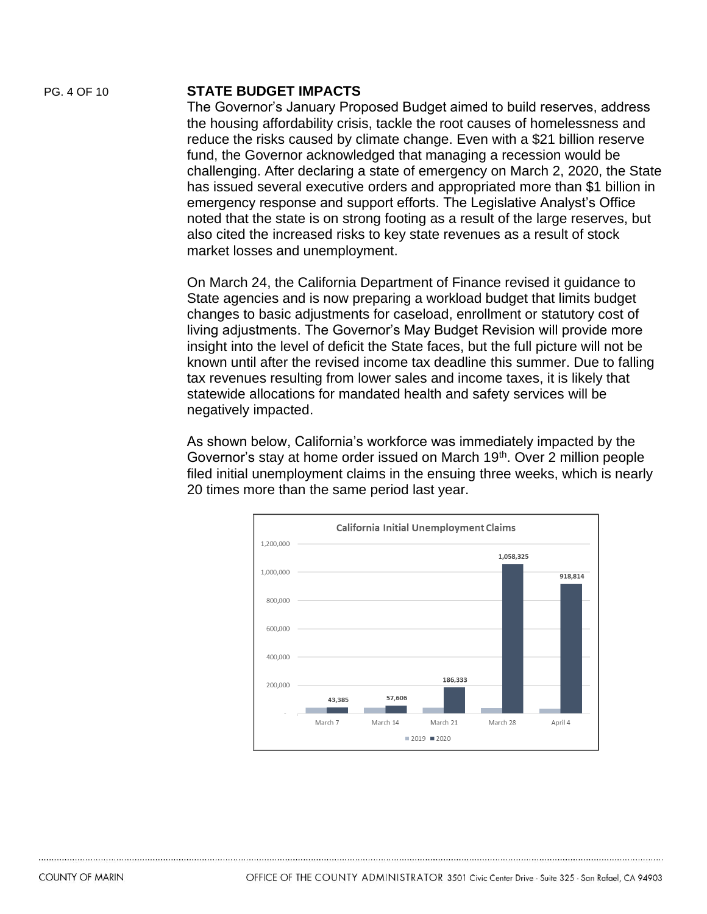## STATE BUDGET IMPACTS

The Governor's January Proposed Budget aimed to build reserves, address the housing affordability crisis, tackle the root causes of homelessness and reduce the risks caused by climate change. Even with a $21 billion reserve fund, the Governor acknowledged that managing a recession would be challenging. After declaring a state of emergency on March 2, 2020, the State has issued several executive orders and appropriated more than $1 billion in emergency response and support efforts. The Legislative Analyst's Office noted that the state is on strong footing as a result of the large reserves, but also cited the increased risks to key state revenues as a result of stock market losses and unemployment.

On March 24, the California Department of Finance revised it guidance to State agencies and is now preparing a workload budget that limits budget changes to basic adjustments for caseload, enrollment or statutory cost of living adjustments. The Governor's May Budget Revision will provide more insight into the level of deficit the State faces, but the full picture will not be known until after the revised income tax deadline this summer. Due to falling tax revenues resulting from lower sales and income taxes, it is likely that statewide allocations for mandated health and safety services will be negatively impacted.

As shown below, California's workforce was immediately impacted by the Governor's stay at home order issued on March 19th. Over 2 million people filed initial unemployment claims in the ensuing three weeks, which is nearly 20 times more than the same period last year.

**California Initial Unemployment Claims**

| Week | 2020 |
|---|---|
| March 7 | 43,385 |
| March 14 | 57,606 |
| March 21 | 186,333 |
| March 28 | 1,058,325 |
| April 4 | 918,814 |

Legend: 2019, 2020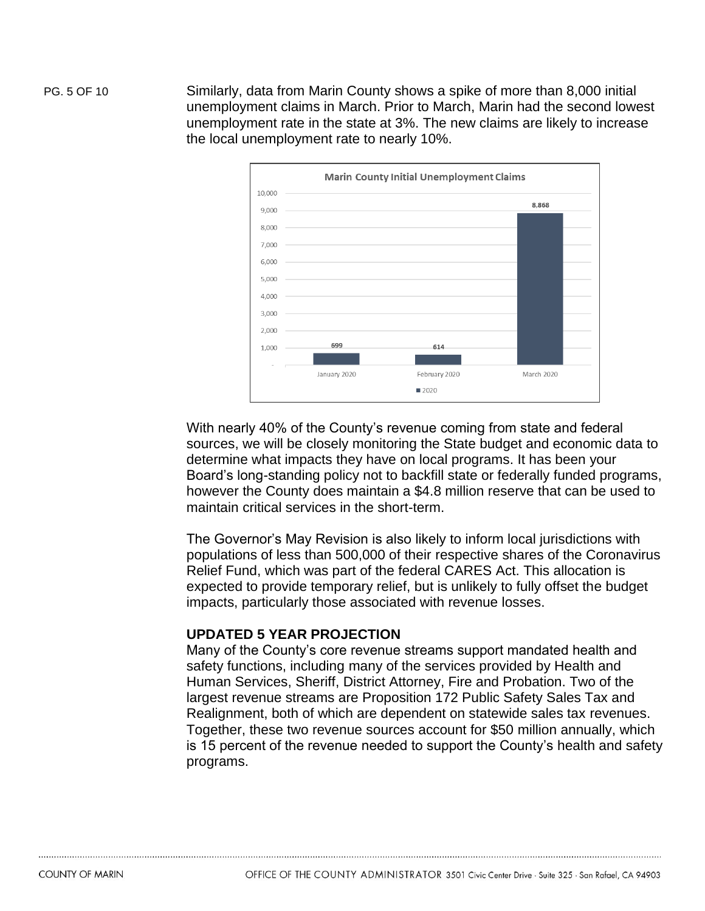Similarly, data from Marin County shows a spike of more than 8,000 initial unemployment claims in March. Prior to March, Marin had the second lowest unemployment rate in the state at 3%. The new claims are likely to increase the local unemployment rate to nearly 10%.

**Marin County Initial Unemployment Claims**

| Month | 2020 |
| --- | --- |
| January 2020 | 699 |
| February 2020 | 614 |
| March 2020 | 8,868 |

With nearly 40% of the County's revenue coming from state and federal sources, we will be closely monitoring the State budget and economic data to determine what impacts they have on local programs. It has been your Board's long-standing policy not to backfill state or federally funded programs, however the County does maintain a $4.8 million reserve that can be used to maintain critical services in the short-term.

The Governor's May Revision is also likely to inform local jurisdictions with populations of less than 500,000 of their respective shares of the Coronavirus Relief Fund, which was part of the federal CARES Act. This allocation is expected to provide temporary relief, but is unlikely to fully offset the budget impacts, particularly those associated with revenue losses.

## UPDATED 5 YEAR PROJECTION

Many of the County's core revenue streams support mandated health and safety functions, including many of the services provided by Health and Human Services, Sheriff, District Attorney, Fire and Probation. Two of the largest revenue streams are Proposition 172 Public Safety Sales Tax and Realignment, both of which are dependent on statewide sales tax revenues. Together, these two revenue sources account for $50 million annually, which is 15 percent of the revenue needed to support the County's health and safety programs.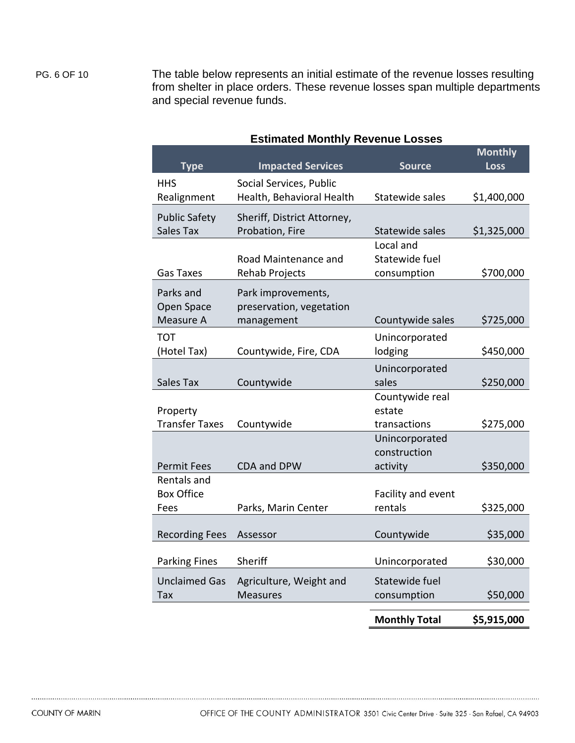The table below represents an initial estimate of the revenue losses resulting from shelter in place orders. These revenue losses span multiple departments and special revenue funds.

**Estimated Monthly Revenue Losses**

| Type | Impacted Services | Source | Monthly Loss |
|---|---|---|---|
| HHS Realignment | Social Services, Public Health, Behavioral Health | Statewide sales | $1,400,000 |
| Public Safety Sales Tax | Sheriff, District Attorney, Probation, Fire | Statewide sales | $1,325,000 |
| Gas Taxes | Road Maintenance and Rehab Projects | Local and Statewide fuel consumption | $700,000 |
| Parks and Open Space Measure A | Park improvements, preservation, vegetation management | Countywide sales | $725,000 |
| TOT (Hotel Tax) | Countywide, Fire, CDA | Unincorporated lodging | $450,000 |
| Sales Tax | Countywide | Unincorporated sales | $250,000 |
| Property Transfer Taxes | Countywide | Countywide real estate transactions | $275,000 |
| Permit Fees | CDA and DPW | Unincorporated construction activity | $350,000 |
| Rentals and Box Office Fees | Parks, Marin Center | Facility and event rentals | $325,000 |
| Recording Fees | Assessor | Countywide | $35,000 |
| Parking Fines | Sheriff | Unincorporated | $30,000 |
| Unclaimed Gas Tax | Agriculture, Weight and Measures | Statewide fuel consumption | $50,000 |
| | | **Monthly Total** | **$5,915,000** |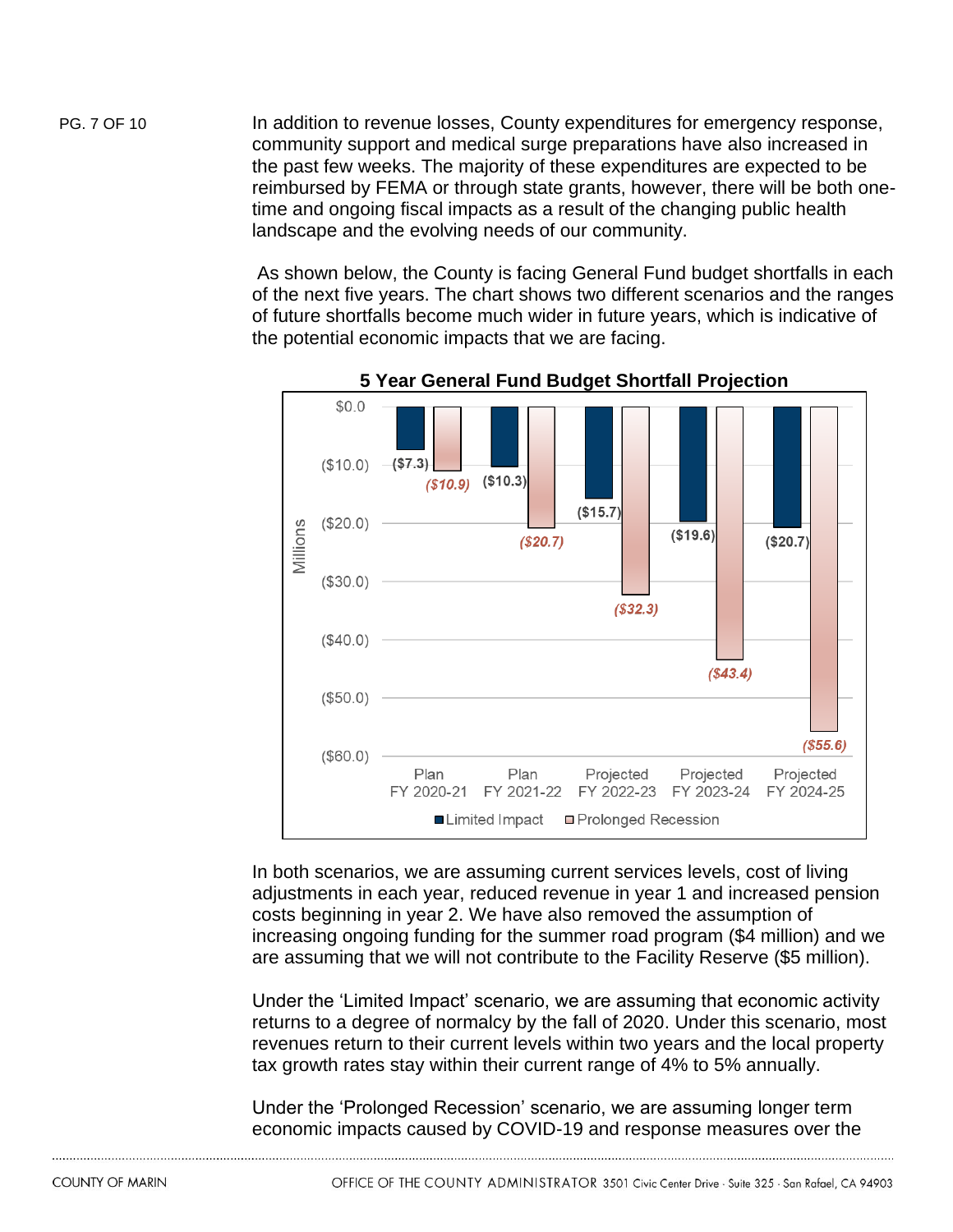In addition to revenue losses, County expenditures for emergency response, community support and medical surge preparations have also increased in the past few weeks. The majority of these expenditures are expected to be reimbursed by FEMA or through state grants, however, there will be both one-time and ongoing fiscal impacts as a result of the changing public health landscape and the evolving needs of our community.

As shown below, the County is facing General Fund budget shortfalls in each of the next five years. The chart shows two different scenarios and the ranges of future shortfalls become much wider in future years, which is indicative of the potential economic impacts that we are facing.

**5 Year General Fund Budget Shortfall Projection**

| Millions | Plan FY 2020-21 | Plan FY 2021-22 | Projected FY 2022-23 | Projected FY 2023-24 | Projected FY 2024-25 |
|---|---|---|---|---|---|
| Limited Impact | ($7.3) | ($10.3) | ($15.7) | ($19.6) | ($20.7) |
| Prolonged Recession | ($10.9) | ($20.7) | ($32.3) | ($43.4) | ($55.6) |

In both scenarios, we are assuming current services levels, cost of living adjustments in each year, reduced revenue in year 1 and increased pension costs beginning in year 2. We have also removed the assumption of increasing ongoing funding for the summer road program ($4 million) and we are assuming that we will not contribute to the Facility Reserve ($5 million).

Under the 'Limited Impact' scenario, we are assuming that economic activity returns to a degree of normalcy by the fall of 2020. Under this scenario, most revenues return to their current levels within two years and the local property tax growth rates stay within their current range of 4% to 5% annually.

Under the 'Prolonged Recession' scenario, we are assuming longer term economic impacts caused by COVID-19 and response measures over the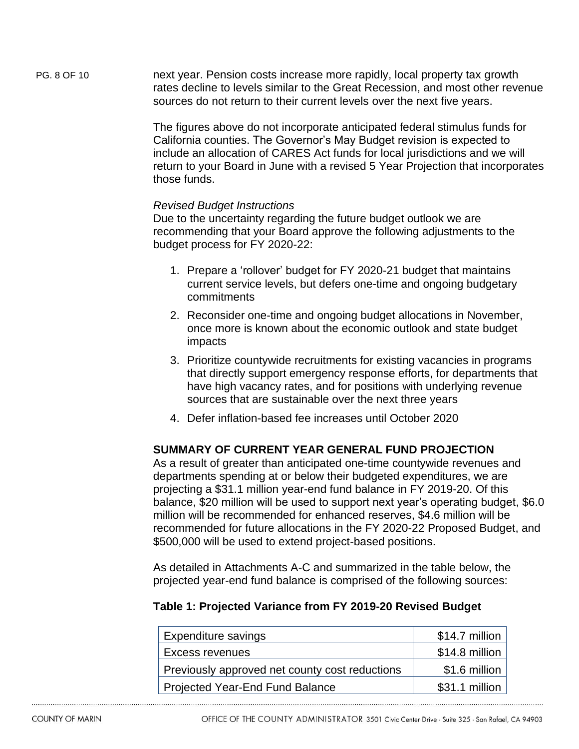next year. Pension costs increase more rapidly, local property tax growth rates decline to levels similar to the Great Recession, and most other revenue sources do not return to their current levels over the next five years.

The figures above do not incorporate anticipated federal stimulus funds for California counties. The Governor's May Budget revision is expected to include an allocation of CARES Act funds for local jurisdictions and we will return to your Board in June with a revised 5 Year Projection that incorporates those funds.

*Revised Budget Instructions*

Due to the uncertainty regarding the future budget outlook we are recommending that your Board approve the following adjustments to the budget process for FY 2020-22:

1. Prepare a 'rollover' budget for FY 2020-21 budget that maintains current service levels, but defers one-time and ongoing budgetary commitments
2. Reconsider one-time and ongoing budget allocations in November, once more is known about the economic outlook and state budget impacts
3. Prioritize countywide recruitments for existing vacancies in programs that directly support emergency response efforts, for departments that have high vacancy rates, and for positions with underlying revenue sources that are sustainable over the next three years
4. Defer inflation-based fee increases until October 2020

## SUMMARY OF CURRENT YEAR GENERAL FUND PROJECTION

As a result of greater than anticipated one-time countywide revenues and departments spending at or below their budgeted expenditures, we are projecting a $31.1 million year-end fund balance in FY 2019-20. Of this balance, $20 million will be used to support next year's operating budget, $6.0 million will be recommended for enhanced reserves, $4.6 million will be recommended for future allocations in the FY 2020-22 Proposed Budget, and $500,000 will be used to extend project-based positions.

As detailed in Attachments A-C and summarized in the table below, the projected year-end fund balance is comprised of the following sources:

**Table 1: Projected Variance from FY 2019-20 Revised Budget**

| | |
|---|---:|
| Expenditure savings | $14.7 million |
| Excess revenues | $14.8 million |
| Previously approved net county cost reductions | $1.6 million |
| Projected Year-End Fund Balance | $31.1 million |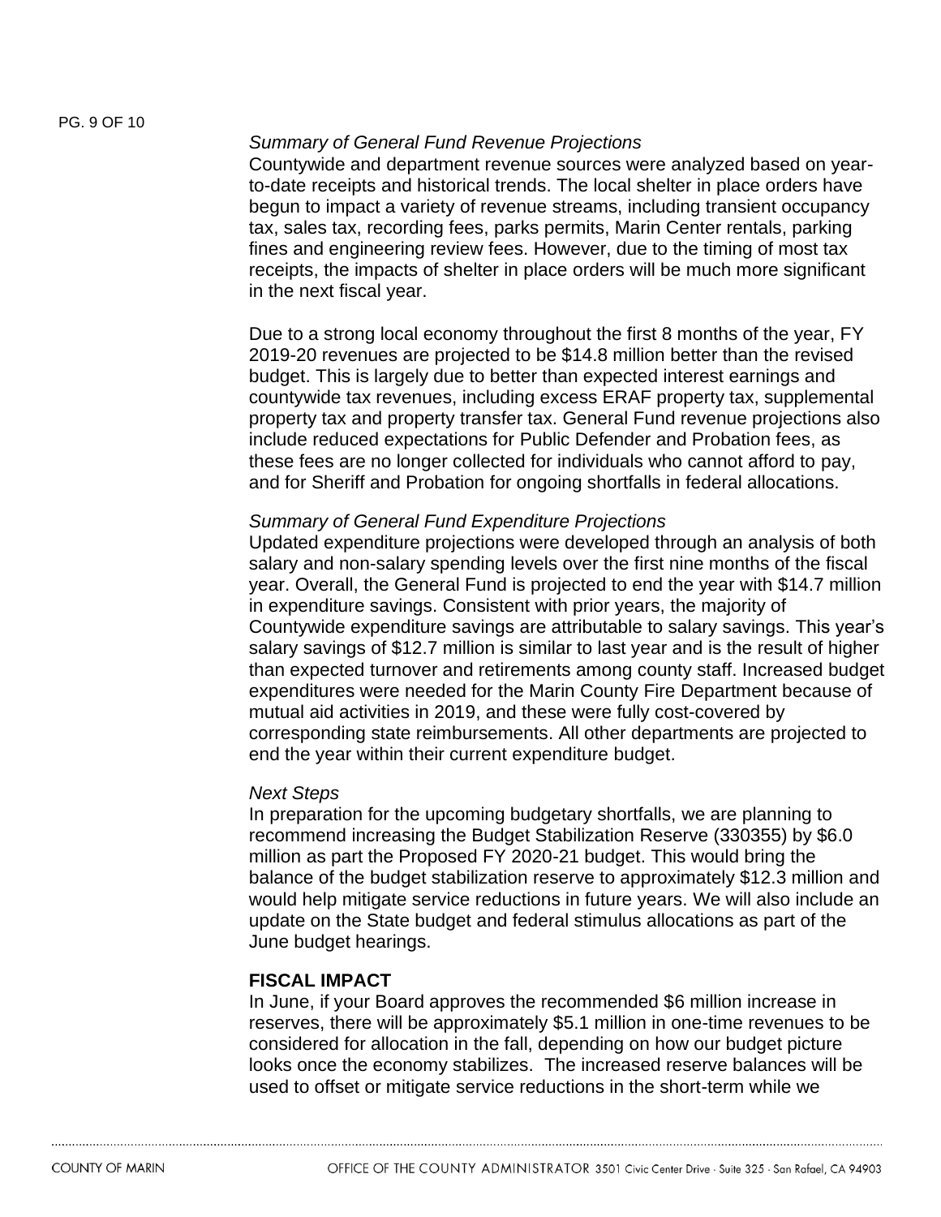*Summary of General Fund Revenue Projections*

Countywide and department revenue sources were analyzed based on year-to-date receipts and historical trends. The local shelter in place orders have begun to impact a variety of revenue streams, including transient occupancy tax, sales tax, recording fees, parks permits, Marin Center rentals, parking fines and engineering review fees. However, due to the timing of most tax receipts, the impacts of shelter in place orders will be much more significant in the next fiscal year.

Due to a strong local economy throughout the first 8 months of the year, FY 2019-20 revenues are projected to be $14.8 million better than the revised budget. This is largely due to better than expected interest earnings and countywide tax revenues, including excess ERAF property tax, supplemental property tax and property transfer tax. General Fund revenue projections also include reduced expectations for Public Defender and Probation fees, as these fees are no longer collected for individuals who cannot afford to pay, and for Sheriff and Probation for ongoing shortfalls in federal allocations.

*Summary of General Fund Expenditure Projections*

Updated expenditure projections were developed through an analysis of both salary and non-salary spending levels over the first nine months of the fiscal year. Overall, the General Fund is projected to end the year with $14.7 million in expenditure savings. Consistent with prior years, the majority of Countywide expenditure savings are attributable to salary savings. This year's salary savings of $12.7 million is similar to last year and is the result of higher than expected turnover and retirements among county staff. Increased budget expenditures were needed for the Marin County Fire Department because of mutual aid activities in 2019, and these were fully cost-covered by corresponding state reimbursements. All other departments are projected to end the year within their current expenditure budget.

*Next Steps*

In preparation for the upcoming budgetary shortfalls, we are planning to recommend increasing the Budget Stabilization Reserve (330355) by $6.0 million as part the Proposed FY 2020-21 budget. This would bring the balance of the budget stabilization reserve to approximately $12.3 million and would help mitigate service reductions in future years. We will also include an update on the State budget and federal stimulus allocations as part of the June budget hearings.

**FISCAL IMPACT**

In June, if your Board approves the recommended $6 million increase in reserves, there will be approximately $5.1 million in one-time revenues to be considered for allocation in the fall, depending on how our budget picture looks once the economy stabilizes. The increased reserve balances will be used to offset or mitigate service reductions in the short-term while we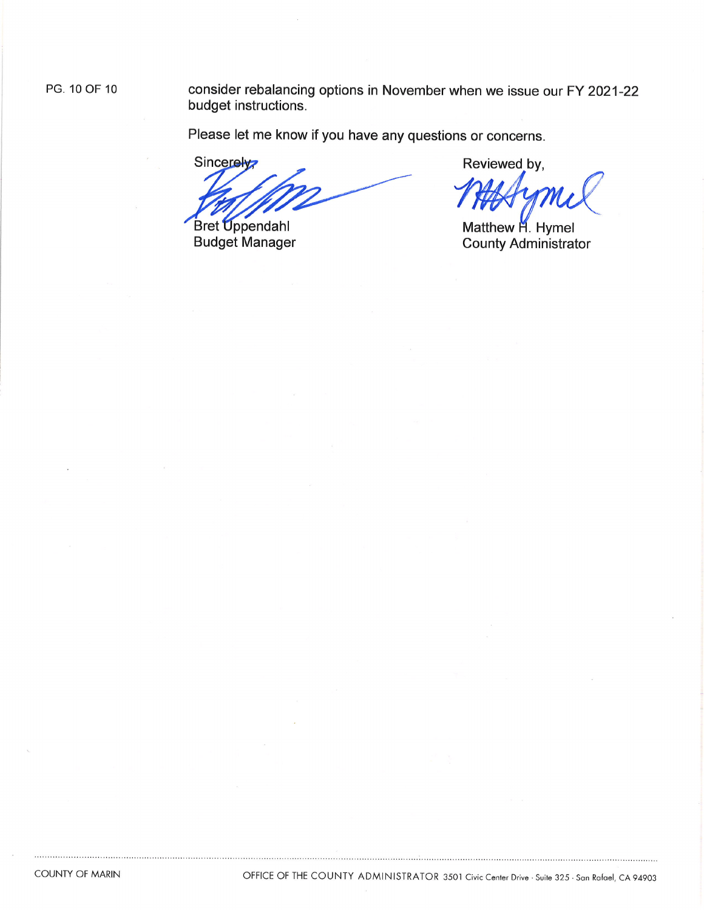consider rebalancing options in November when we issue our FY 2021-22 budget instructions.

Please let me know if you have any questions or concerns.

Sincerely,

Bret Uppendahl
Budget Manager

Reviewed by,

Matthew H. Hymel
County Administrator